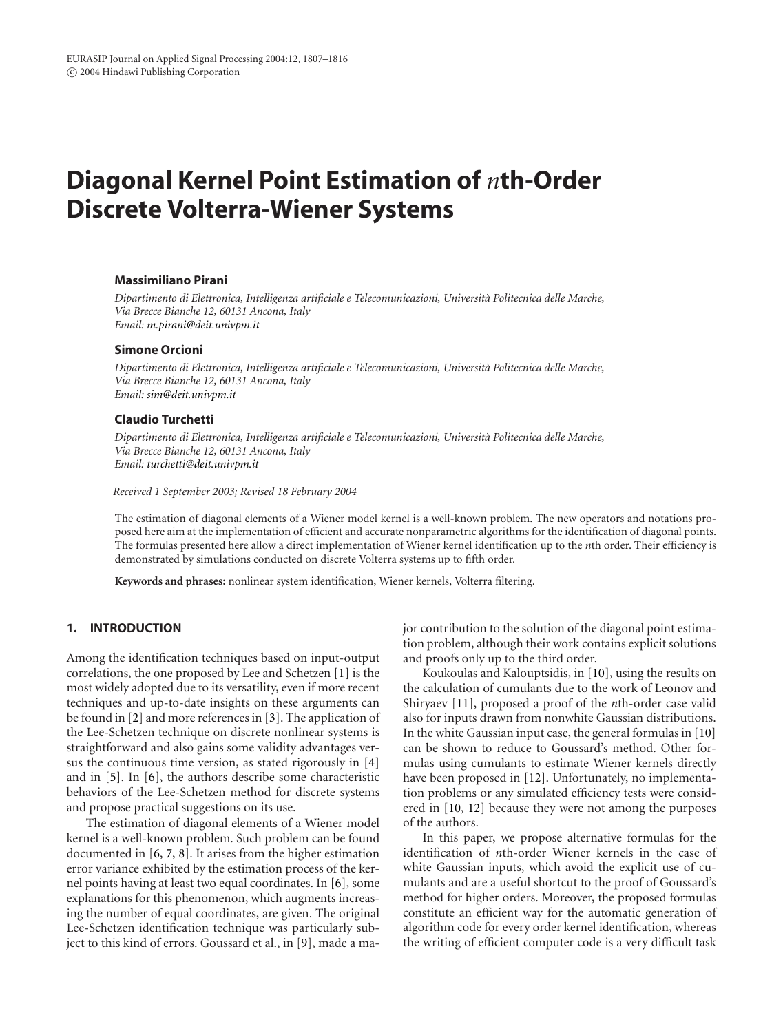# Diagonal Kernel Point Estimation of *n*th-Order Discrete Volterra-Wiener Systems

**Massimiliano Pirani**

*Dipartimento di Elettronica, Intelligenza artificiale e Telecomunicazioni, Università Politecnica delle Marche, Via Brecce Bianche 12, 60131 Ancona, Italy*
*Email: m.pirani@deit.univpm.it*

**Simone Orcioni**

*Dipartimento di Elettronica, Intelligenza artificiale e Telecomunicazioni, Università Politecnica delle Marche, Via Brecce Bianche 12, 60131 Ancona, Italy*
*Email: sim@deit.univpm.it*

**Claudio Turchetti**

*Dipartimento di Elettronica, Intelligenza artificiale e Telecomunicazioni, Università Politecnica delle Marche, Via Brecce Bianche 12, 60131 Ancona, Italy*
*Email: turchetti@deit.univpm.it*

*Received 1 September 2003; Revised 18 February 2004*

The estimation of diagonal elements of a Wiener model kernel is a well-known problem. The new operators and notations proposed here aim at the implementation of efficient and accurate nonparametric algorithms for the identification of diagonal points. The formulas presented here allow a direct implementation of Wiener kernel identification up to the *n*th order. Their efficiency is demonstrated by simulations conducted on discrete Volterra systems up to fifth order.

**Keywords and phrases:** nonlinear system identification, Wiener kernels, Volterra filtering.

## 1. INTRODUCTION

Among the identification techniques based on input-output correlations, the one proposed by Lee and Schetzen [1] is the most widely adopted due to its versatility, even if more recent techniques and up-to-date insights on these arguments can be found in [2] and more references in [3]. The application of the Lee-Schetzen technique on discrete nonlinear systems is straightforward and also gains some validity advantages versus the continuous time version, as stated rigorously in [4] and in [5]. In [6], the authors describe some characteristic behaviors of the Lee-Schetzen method for discrete systems and propose practical suggestions on its use.

The estimation of diagonal elements of a Wiener model kernel is a well-known problem. Such problem can be found documented in [6, 7, 8]. It arises from the higher estimation error variance exhibited by the estimation process of the kernel points having at least two equal coordinates. In [6], some explanations for this phenomenon, which augments increasing the number of equal coordinates, are given. The original Lee-Schetzen identification technique was particularly subject to this kind of errors. Goussard et al., in [9], made a major contribution to the solution of the diagonal point estimation problem, although their work contains explicit solutions and proofs only up to the third order.

Koukoulas and Kalouptsidis, in [10], using the results on the calculation of cumulants due to the work of Leonov and Shiryaev [11], proposed a proof of the *n*th-order case valid also for inputs drawn from nonwhite Gaussian distributions. In the white Gaussian input case, the general formulas in [10] can be shown to reduce to Goussard's method. Other formulas using cumulants to estimate Wiener kernels directly have been proposed in [12]. Unfortunately, no implementation problems or any simulated efficiency tests were considered in [10, 12] because they were not among the purposes of the authors.

In this paper, we propose alternative formulas for the identification of *n*th-order Wiener kernels in the case of white Gaussian inputs, which avoid the explicit use of cumulants and are a useful shortcut to the proof of Goussard's method for higher orders. Moreover, the proposed formulas constitute an efficient way for the automatic generation of algorithm code for every order kernel identification, whereas the writing of efficient computer code is a very difficult task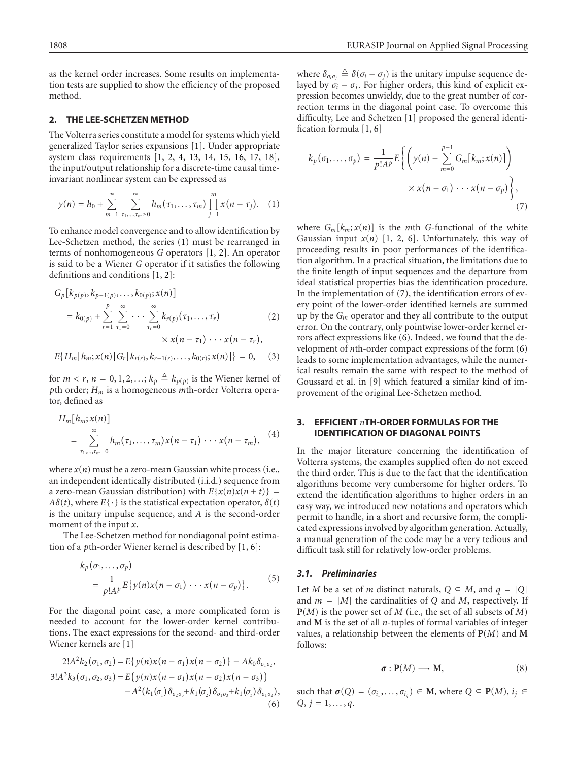as the kernel order increases. Some results on implementation tests are supplied to show the efficiency of the proposed method.

## 2. THE LEE-SCHETZEN METHOD

The Volterra series constitute a model for systems which yield generalized Taylor series expansions [1]. Under appropriate system class requirements [1, 2, 4, 13, 14, 15, 16, 17, 18], the input/output relationship for a discrete-time causal time-invariant nonlinear system can be expressed as

$$y(n) = h_0 + \sum_{m=1}^{\infty} \sum_{\tau_1,\ldots,\tau_m \geq 0}^{\infty} h_m(\tau_1,\ldots,\tau_m) \prod_{j=1}^{m} x(n-\tau_j). \quad (1)$$

To enhance model convergence and to allow identification by Lee-Schetzen method, the series (1) must be rearranged in terms of nonhomogeneous $G$ operators [1, 2]. An operator is said to be a Wiener $G$ operator if it satisfies the following definitions and conditions [1, 2]:

$$\begin{aligned} G_p&\big[k_{p(p)}, k_{p-1(p)}, \ldots, k_{0(p)}; x(n)\big] \\ &= k_{0(p)} + \sum_{r=1}^{p} \sum_{\tau_1=0}^{\infty} \cdots \sum_{\tau_r=0}^{\infty} k_{r(p)}(\tau_1,\ldots,\tau_r) \\ &\qquad \times x(n-\tau_1)\cdots x(n-\tau_r), \end{aligned} \quad (2)$$

$$E\big\{H_m[h_m; x(n)] G_r\big[k_{r(r)}, k_{r-1(r)}, \ldots, k_{0(r)}; x(n)\big]\big\} = 0, \quad (3)$$

for $m < r$, $n = 0, 1, 2, \ldots$; $k_p \triangleq k_{p(p)}$ is the Wiener kernel of $p$th order; $H_m$ is a homogeneous $m$th-order Volterra operator, defined as

$$\begin{aligned} H_m&[h_m; x(n)] \\ &= \sum_{\tau_1,\ldots,\tau_m=0}^{\infty} h_m(\tau_1,\ldots,\tau_m) x(n-\tau_1)\cdots x(n-\tau_m), \end{aligned} \quad (4)$$

where $x(n)$ must be a zero-mean Gaussian white process (i.e., an independent identically distributed (i.i.d.) sequence from a zero-mean Gaussian distribution) with $E\{x(n)x(n+t)\} = A\delta(t)$, where $E\{\cdot\}$ is the statistical expectation operator, $\delta(t)$ is the unitary impulse sequence, and $A$ is the second-order moment of the input $x$.

The Lee-Schetzen method for nondiagonal point estimation of a $p$th-order Wiener kernel is described by [1, 6]:

$$\begin{aligned} k_p&(\sigma_1,\ldots,\sigma_p) \\ &= \frac{1}{p!A^p} E\big\{y(n)x(n-\sigma_1)\cdots x(n-\sigma_p)\big\}. \end{aligned} \quad (5)$$

For the diagonal point case, a more complicated form is needed to account for the lower-order kernel contributions. The exact expressions for the second- and third-order Wiener kernels are [1]

$$\begin{aligned} 2!A^2 k_2(\sigma_1,\sigma_2) &= E\big\{y(n)x(n-\sigma_1)x(n-\sigma_2)\big\} - Ak_0\delta_{\sigma_1\sigma_2}, \\ 3!A^3 k_3(\sigma_1,\sigma_2,\sigma_3) &= E\big\{y(n)x(n-\sigma_1)x(n-\sigma_2)x(n-\sigma_3)\big\} \\ &\quad - A^2\big(k_1(\sigma_1)\delta_{\sigma_2\sigma_3} + k_1(\sigma_2)\delta_{\sigma_1\sigma_3} + k_1(\sigma_3)\delta_{\sigma_1\sigma_2}\big), \end{aligned} \quad (6)$$

where $\delta_{\sigma_i\sigma_j} \triangleq \delta(\sigma_i - \sigma_j)$ is the unitary impulse sequence delayed by $\sigma_i - \sigma_j$. For higher orders, this kind of explicit expression becomes unwieldy, due to the great number of correction terms in the diagonal point case. To overcome this difficulty, Lee and Schetzen [1] proposed the general identification formula [1, 6]

$$\begin{aligned} k_p(\sigma_1,\ldots,\sigma_p) = \frac{1}{p!A^p} E\bigg\{&\bigg(y(n) - \sum_{m=0}^{p-1} G_m[k_m; x(n)]\bigg) \\ &\times x(n-\sigma_1)\cdots x(n-\sigma_p)\bigg\}, \end{aligned} \quad (7)$$

where $G_m[k_m; x(n)]$ is the $m$th $G$-functional of the white Gaussian input $x(n)$ [1, 2, 6]. Unfortunately, this way of proceeding results in poor performances of the identification algorithm. In a practical situation, the limitations due to the finite length of input sequences and the departure from ideal statistical properties bias the identification procedure. In the implementation of (7), the identification errors of every point of the lower-order identified kernels are summed up by the $G_m$ operator and they all contribute to the output error. On the contrary, only pointwise lower-order kernel errors affect expressions like (6). Indeed, we found that the development of $n$th-order compact expressions of the form (6) leads to some implementation advantages, while the numerical results remain the same with respect to the method of Goussard et al. in [9] which featured a similar kind of improvement of the original Lee-Schetzen method.

## 3. EFFICIENT $n$TH-ORDER FORMULAS FOR THE IDENTIFICATION OF DIAGONAL POINTS

In the major literature concerning the identification of Volterra systems, the examples supplied often do not exceed the third order. This is due to the fact that the identification algorithms become very cumbersome for higher orders. To extend the identification algorithms to higher orders in an easy way, we introduced new notations and operators which permit to handle, in a short and recursive form, the complicated expressions involved by algorithm generation. Actually, a manual generation of the code may be a very tedious and difficult task still for relatively low-order problems.

### 3.1. Preliminaries

Let $M$ be a set of $m$ distinct naturals, $Q \subseteq M$, and $q = |Q|$ and $m = |M|$ the cardinalities of $Q$ and $M$, respectively. If $\mathbf{P}(M)$ is the power set of $M$ (i.e., the set of all subsets of $M$) and $\mathbf{M}$ is the set of all $n$-tuples of formal variables of integer values, a relationship between the elements of $\mathbf{P}(M)$ and $\mathbf{M}$ follows:

$$\boldsymbol{\sigma} : \mathbf{P}(M) \longrightarrow \mathbf{M}, \quad (8)$$

such that $\boldsymbol{\sigma}(Q) = (\sigma_{i_1}, \ldots, \sigma_{i_q}) \in \mathbf{M}$, where $Q \subseteq \mathbf{P}(M)$, $i_j \in Q$, $j = 1, \ldots, q$.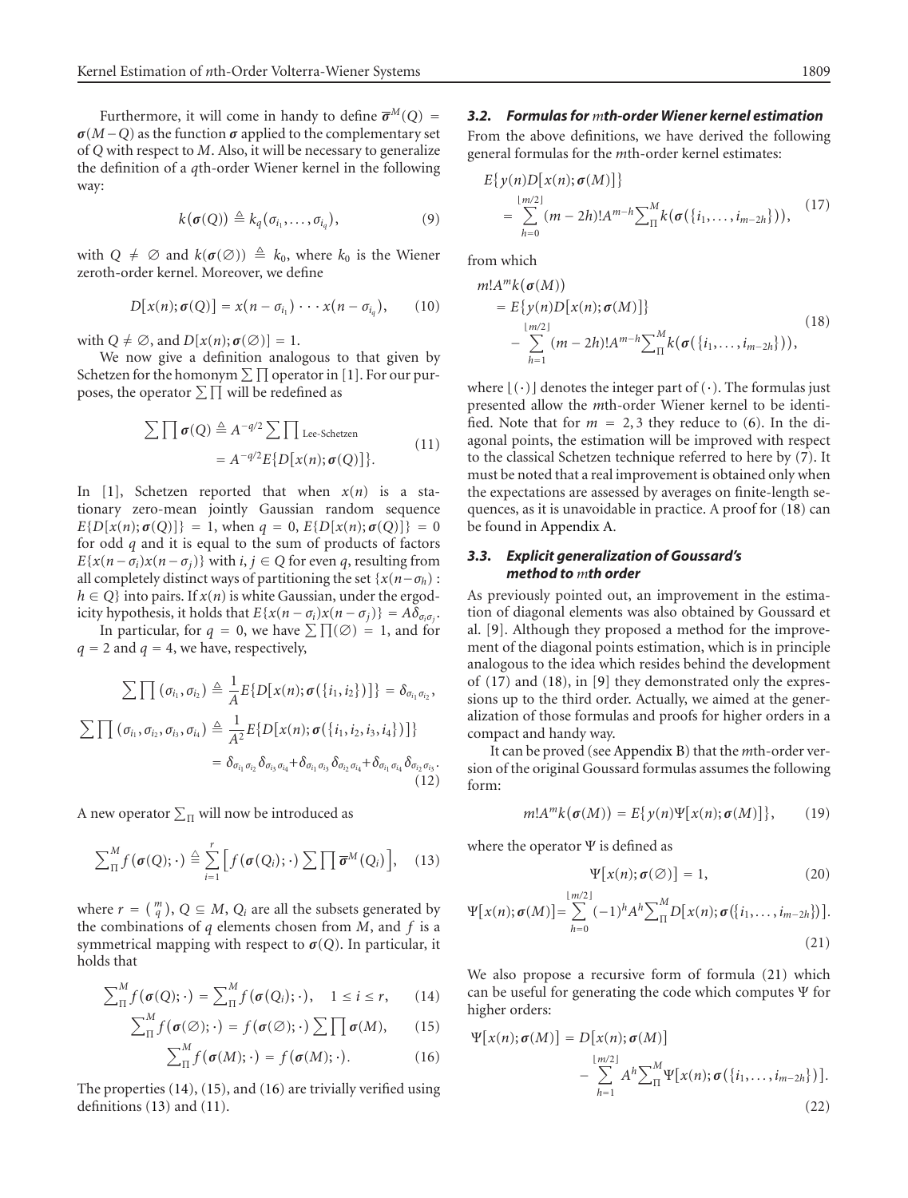Furthermore, it will come in handy to define $\overline{\boldsymbol{\sigma}}^M(Q) = \boldsymbol{\sigma}(M-Q)$ as the function $\boldsymbol{\sigma}$ applied to the complementary set of $Q$ with respect to $M$. Also, it will be necessary to generalize the definition of a $q$th-order Wiener kernel in the following way:

$$k(\boldsymbol{\sigma}(Q)) \triangleq k_q(\sigma_{i_1}, \ldots, \sigma_{i_q}), \tag{9}$$

with $Q \neq \emptyset$ and $k(\boldsymbol{\sigma}(\emptyset)) \triangleq k_0$, where $k_0$ is the Wiener zeroth-order kernel. Moreover, we define

$$D[x(n); \boldsymbol{\sigma}(Q)] = x(n-\sigma_{i_1}) \cdots x(n-\sigma_{i_q}), \tag{10}$$

with $Q \neq \emptyset$, and $D[x(n); \boldsymbol{\sigma}(\emptyset)] = 1$.

We now give a definition analogous to that given by Schetzen for the homonym $\sum\prod$ operator in [1]. For our purposes, the operator $\sum\prod$ will be redefined as

$$\begin{aligned}\sum\prod \boldsymbol{\sigma}(Q) &\triangleq A^{-q/2}\sum\prod{}_{\text{Lee-Schetzen}} \\ &= A^{-q/2}E\{D[x(n); \boldsymbol{\sigma}(Q)]\}.\end{aligned} \tag{11}$$

In [1], Schetzen reported that when $x(n)$ is a stationary zero-mean jointly Gaussian random sequence $E\{D[x(n); \boldsymbol{\sigma}(Q)]\} = 1$, when $q = 0$, $E\{D[x(n); \boldsymbol{\sigma}(Q)]\} = 0$ for odd $q$ and it is equal to the sum of products of factors $E\{x(n-\sigma_i)x(n-\sigma_j)\}$ with $i, j \in Q$ for even $q$, resulting from all completely distinct ways of partitioning the set $\{x(n-\sigma_h) : h \in Q\}$ into pairs. If $x(n)$ is white Gaussian, under the ergodicity hypothesis, it holds that $E\{x(n-\sigma_i)x(n-\sigma_j)\} = A\delta_{\sigma_i\sigma_j}$.

In particular, for $q = 0$, we have $\sum\prod(\emptyset) = 1$, and for $q = 2$ and $q = 4$, we have, respectively,

$$\begin{aligned}\sum\prod(\sigma_{i_1}, \sigma_{i_2}) &\triangleq \frac{1}{A}E\{D[x(n); \boldsymbol{\sigma}(\{i_1, i_2\})]\} = \delta_{\sigma_{i_1}\sigma_{i_2}}, \\ \sum\prod(\sigma_{i_1}, \sigma_{i_2}, \sigma_{i_3}, \sigma_{i_4}) &\triangleq \frac{1}{A^2}E\{D[x(n); \boldsymbol{\sigma}(\{i_1, i_2, i_3, i_4\})]\} \\ &= \delta_{\sigma_{i_1}\sigma_{i_2}}\delta_{\sigma_{i_3}\sigma_{i_4}} + \delta_{\sigma_{i_1}\sigma_{i_3}}\delta_{\sigma_{i_2}\sigma_{i_4}} + \delta_{\sigma_{i_1}\sigma_{i_4}}\delta_{\sigma_{i_2}\sigma_{i_3}}.\end{aligned} \tag{12}$$

A new operator $\sum_\Pi$ will now be introduced as

$$\sum\nolimits_\Pi^M f(\boldsymbol{\sigma}(Q); \cdot) \triangleq \sum_{i=1}^{r} \Big[ f(\boldsymbol{\sigma}(Q_i); \cdot) \sum\prod \overline{\boldsymbol{\sigma}}^M(Q_i) \Big], \tag{13}$$

where $r = \binom{m}{q}$, $Q \subseteq M$, $Q_i$ are all the subsets generated by the combinations of $q$ elements chosen from $M$, and $f$ is a symmetrical mapping with respect to $\boldsymbol{\sigma}(Q)$. In particular, it holds that

$$\sum\nolimits_\Pi^M f(\boldsymbol{\sigma}(Q); \cdot) = \sum\nolimits_\Pi^M f(\boldsymbol{\sigma}(Q_i); \cdot), \quad 1 \le i \le r, \tag{14}$$

$$\sum\nolimits_\Pi^M f(\boldsymbol{\sigma}(\emptyset); \cdot) = f(\boldsymbol{\sigma}(\emptyset); \cdot)\sum\prod \boldsymbol{\sigma}(M), \tag{15}$$

$$\sum\nolimits_\Pi^M f(\boldsymbol{\sigma}(M); \cdot) = f(\boldsymbol{\sigma}(M); \cdot). \tag{16}$$

The properties (14), (15), and (16) are trivially verified using definitions (13) and (11).

### 3.2. Formulas for $m$th-order Wiener kernel estimation

From the above definitions, we have derived the following general formulas for the $m$th-order kernel estimates:

$$\begin{aligned}&E\{y(n)D[x(n); \boldsymbol{\sigma}(M)]\} \\ &\quad = \sum_{h=0}^{\lfloor m/2 \rfloor}(m-2h)!A^{m-h}\sum\nolimits_\Pi^M k(\boldsymbol{\sigma}(\{i_1, \ldots, i_{m-2h}\})),\end{aligned} \tag{17}$$

from which

$$\begin{aligned}&m!A^m k(\boldsymbol{\sigma}(M)) \\ &\quad = E\{y(n)D[x(n); \boldsymbol{\sigma}(M)]\} \\ &\quad\quad - \sum_{h=1}^{\lfloor m/2 \rfloor}(m-2h)!A^{m-h}\sum\nolimits_\Pi^M k(\boldsymbol{\sigma}(\{i_1, \ldots, i_{m-2h}\})),\end{aligned} \tag{18}$$

where $\lfloor(\cdot)\rfloor$ denotes the integer part of $(\cdot)$. The formulas just presented allow the $m$th-order Wiener kernel to be identified. Note that for $m = 2, 3$ they reduce to (6). In the diagonal points, the estimation will be improved with respect to the classical Schetzen technique referred to here by (7). It must be noted that a real improvement is obtained only when the expectations are assessed by averages on finite-length sequences, as it is unavoidable in practice. A proof for (18) can be found in Appendix A.

### 3.3. Explicit generalization of Goussard's method to $m$th order

As previously pointed out, an improvement in the estimation of diagonal elements was also obtained by Goussard et al. [9]. Although they proposed a method for the improvement of the diagonal points estimation, which is in principle analogous to the idea which resides behind the development of (17) and (18), in [9] they demonstrated only the expressions up to the third order. Actually, we aimed at the generalization of those formulas and proofs for higher orders in a compact and handy way.

It can be proved (see Appendix B) that the $m$th-order version of the original Goussard formulas assumes the following form:

$$m!A^m k(\boldsymbol{\sigma}(M)) = E\{y(n)\Psi[x(n); \boldsymbol{\sigma}(M)]\}, \tag{19}$$

where the operator $\Psi$ is defined as

$$\Psi[x(n); \boldsymbol{\sigma}(\emptyset)] = 1, \tag{20}$$

$$\Psi[x(n); \boldsymbol{\sigma}(M)] = \sum_{h=0}^{\lfloor m/2 \rfloor}(-1)^h A^h \sum\nolimits_\Pi^M D[x(n); \boldsymbol{\sigma}(\{i_1, \ldots, i_{m-2h}\})]. \tag{21}$$

We also propose a recursive form of formula (21) which can be useful for generating the code which computes $\Psi$ for higher orders:

$$\begin{aligned}\Psi[x(n); \boldsymbol{\sigma}(M)] &= D[x(n); \boldsymbol{\sigma}(M)] \\ &\quad - \sum_{h=1}^{\lfloor m/2 \rfloor} A^h \sum\nolimits_\Pi^M \Psi[x(n); \boldsymbol{\sigma}(\{i_1, \ldots, i_{m-2h}\})].\end{aligned} \tag{22}$$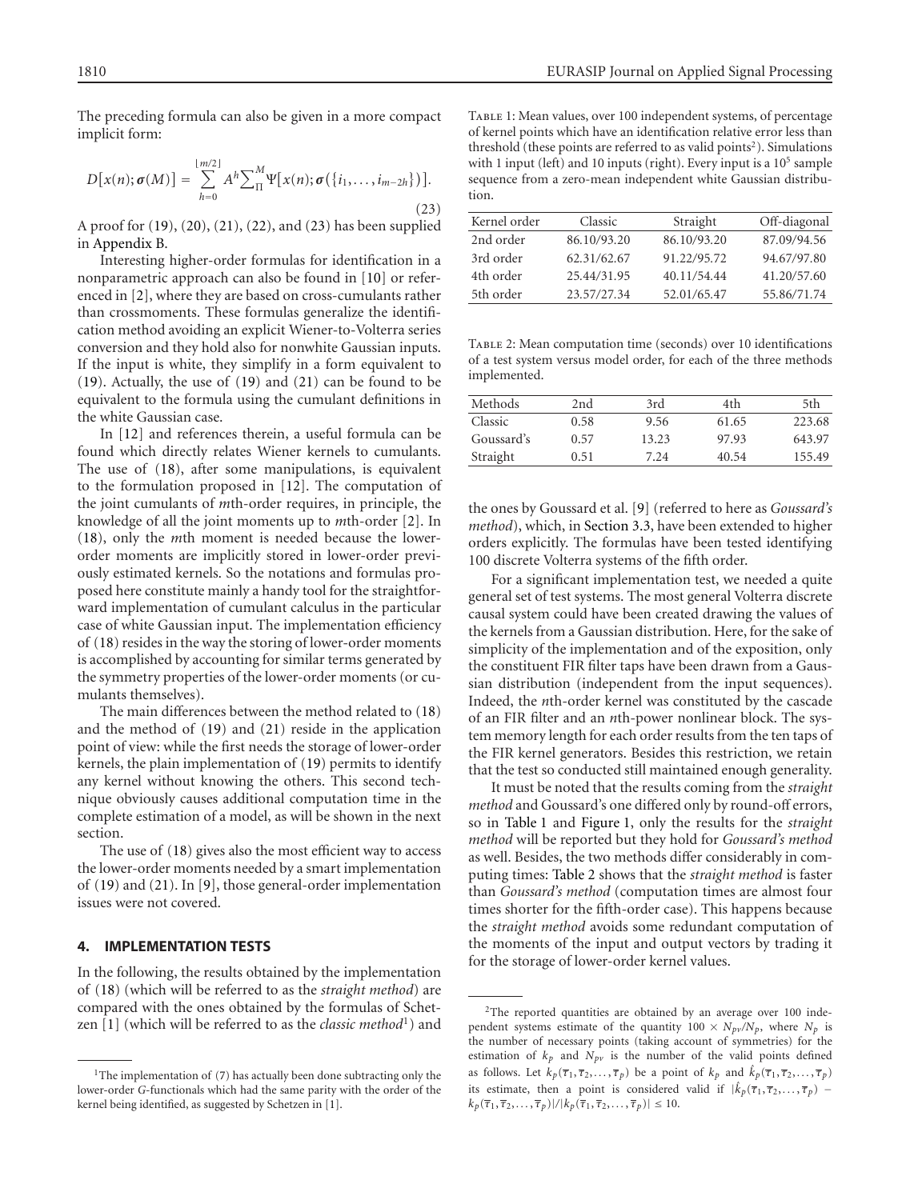The preceding formula can also be given in a more compact implicit form:

$$D[x(n); \boldsymbol{\sigma}(M)] = \sum_{h=0}^{\lfloor m/2 \rfloor} A^h \sum_{\Pi}^{M} \Psi[x(n); \boldsymbol{\sigma}(\{i_1, \dots, i_{m-2h}\})]. \tag{23}$$

A proof for (19), (20), (21), (22), and (23) has been supplied in Appendix B.

Interesting higher-order formulas for identification in a nonparametric approach can also be found in [10] or referenced in [2], where they are based on cross-cumulants rather than crossmoments. These formulas generalize the identification method avoiding an explicit Wiener-to-Volterra series conversion and they hold also for nonwhite Gaussian inputs. If the input is white, they simplify in a form equivalent to (19). Actually, the use of (19) and (21) can be found to be equivalent to the formula using the cumulant definitions in the white Gaussian case.

In [12] and references therein, a useful formula can be found which directly relates Wiener kernels to cumulants. The use of (18), after some manipulations, is equivalent to the formulation proposed in [12]. The computation of the joint cumulants of $m$th-order requires, in principle, the knowledge of all the joint moments up to $m$th-order [2]. In (18), only the $m$th moment is needed because the lower-order moments are implicitly stored in lower-order previously estimated kernels. So the notations and formulas proposed here constitute mainly a handy tool for the straightforward implementation of cumulant calculus in the particular case of white Gaussian input. The implementation efficiency of (18) resides in the way the storing of lower-order moments is accomplished by accounting for similar terms generated by the symmetry properties of the lower-order moments (or cumulants themselves).

The main differences between the method related to (18) and the method of (19) and (21) reside in the application point of view: while the first needs the storage of lower-order kernels, the plain implementation of (19) permits to identify any kernel without knowing the others. This second technique obviously causes additional computation time in the complete estimation of a model, as will be shown in the next section.

The use of (18) gives also the most efficient way to access the lower-order moments needed by a smart implementation of (19) and (21). In [9], those general-order implementation issues were not covered.

## 4. IMPLEMENTATION TESTS

In the following, the results obtained by the implementation of (18) (which will be referred to as the *straight method*) are compared with the ones obtained by the formulas of Schetzen [1] (which will be referred to as the *classic method*[1]) and the ones by Goussard et al. [9] (referred to here as *Goussard's method*), which, in Section 3.3, have been extended to higher orders explicitly. The formulas have been tested identifying 100 discrete Volterra systems of the fifth order.

For a significant implementation test, we needed a quite general set of test systems. The most general Volterra discrete causal system could have been created drawing the values of the kernels from a Gaussian distribution. Here, for the sake of simplicity of the implementation and of the exposition, only the constituent FIR filter taps have been drawn from a Gaussian distribution (independent from the input sequences). Indeed, the $n$th-order kernel was constituted by the cascade of an FIR filter and an $n$th-power nonlinear block. The system memory length for each order results from the ten taps of the FIR kernel generators. Besides this restriction, we retain that the test so conducted still maintained enough generality.

It must be noted that the results coming from the *straight method* and Goussard's one differed only by round-off errors, so in Table 1 and Figure 1, only the results for the *straight method* will be reported but they hold for *Goussard's method* as well. Besides, the two methods differ considerably in computing times: Table 2 shows that the *straight method* is faster than *Goussard's method* (computation times are almost four times shorter for the fifth-order case). This happens because the *straight method* avoids some redundant computation of the moments of the input and output vectors by trading it for the storage of lower-order kernel values.

Table 1: Mean values, over 100 independent systems, of percentage of kernel points which have an identification relative error less than threshold (these points are referred to as valid points[2]). Simulations with 1 input (left) and 10 inputs (right). Every input is a $10^5$ sample sequence from a zero-mean independent white Gaussian distribution.

| Kernel order | Classic | Straight | Off-diagonal |
|---|---|---|---|
| 2nd order | 86.10/93.20 | 86.10/93.20 | 87.09/94.56 |
| 3rd order | 62.31/62.67 | 91.22/95.72 | 94.67/97.80 |
| 4th order | 25.44/31.95 | 40.11/54.44 | 41.20/57.60 |
| 5th order | 23.57/27.34 | 52.01/65.47 | 55.86/71.74 |

Table 2: Mean computation time (seconds) over 10 identifications of a test system versus model order, for each of the three methods implemented.

| Methods | 2nd | 3rd | 4th | 5th |
|---|---|---|---|---|
| Classic | 0.58 | 9.56 | 61.65 | 223.68 |
| Goussard's | 0.57 | 13.23 | 97.93 | 643.97 |
| Straight | 0.51 | 7.24 | 40.54 | 155.49 |

[1] The implementation of (7) has actually been done subtracting only the lower-order $G$-functionals which had the same parity with the order of the kernel being identified, as suggested by Schetzen in [1].

[2] The reported quantities are obtained by an average over 100 independent systems estimate of the quantity $100 \times N_{pv}/N_p$, where $N_p$ is the number of necessary points (taking account of symmetries) for the estimation of $k_p$ and $N_{pv}$ is the number of the valid points defined as follows. Let $k_p(\overline{\tau}_1, \overline{\tau}_2, \dots, \overline{\tau}_p)$ be a point of $k_p$ and $\hat{k}_p(\overline{\tau}_1, \overline{\tau}_2, \dots, \overline{\tau}_p)$ its estimate, then a point is considered valid if $|\hat{k}_p(\overline{\tau}_1, \overline{\tau}_2, \dots, \overline{\tau}_p) - k_p(\overline{\tau}_1, \overline{\tau}_2, \dots, \overline{\tau}_p)|/|k_p(\overline{\tau}_1, \overline{\tau}_2, \dots, \overline{\tau}_p)| \leq 10$.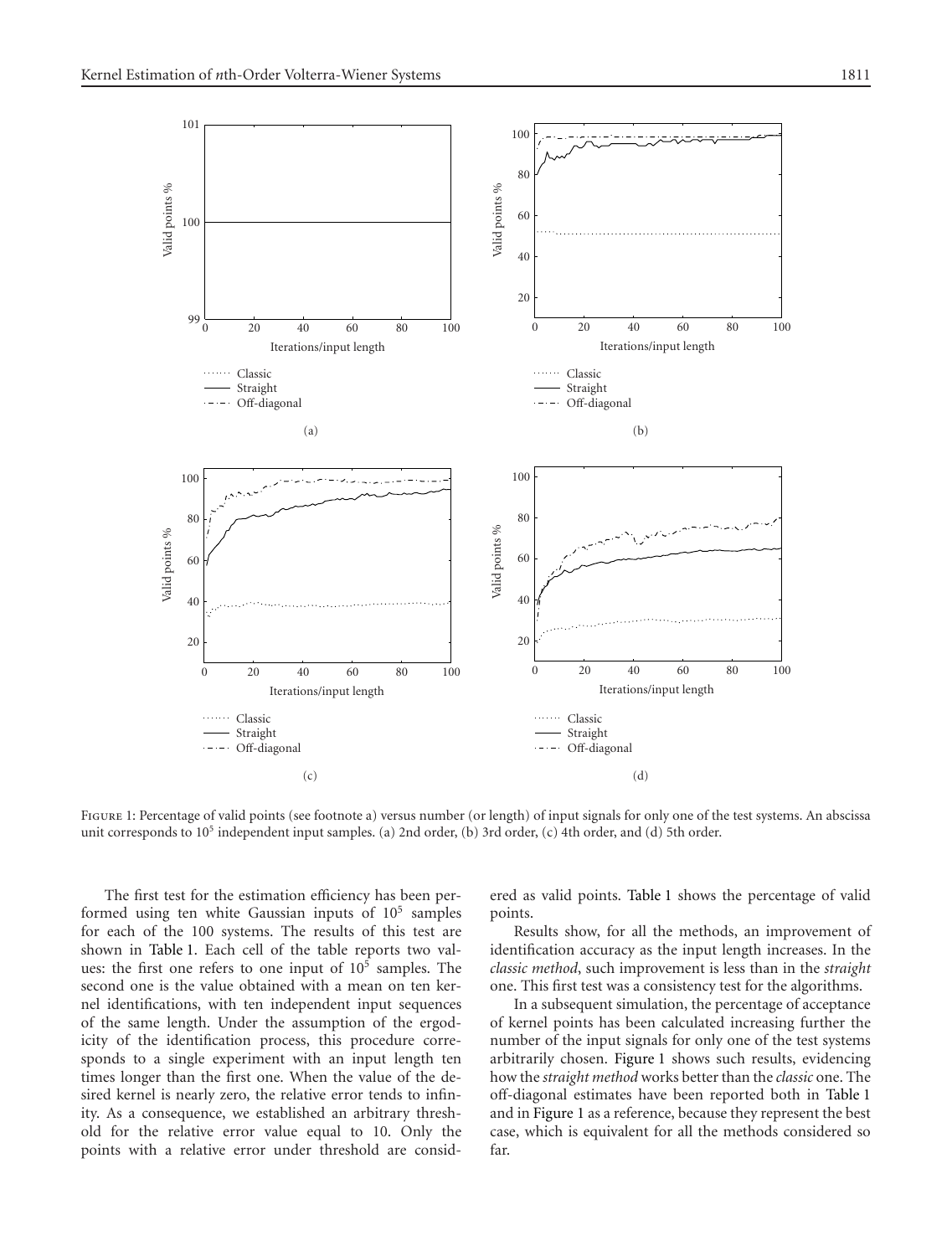Figure 1: Percentage of valid points (see footnote a) versus number (or length) of input signals for only one of the test systems. An abscissa unit corresponds to $10^5$ independent input samples. (a) 2nd order, (b) 3rd order, (c) 4th order, and (d) 5th order.

The first test for the estimation efficiency has been performed using ten white Gaussian inputs of $10^5$ samples for each of the 100 systems. The results of this test are shown in Table 1. Each cell of the table reports two values: the first one refers to one input of $10^5$ samples. The second one is the value obtained with a mean on ten kernel identifications, with ten independent input sequences of the same length. Under the assumption of the ergodicity of the identification process, this procedure corresponds to a single experiment with an input length ten times longer than the first one. When the value of the desired kernel is nearly zero, the relative error tends to infinity. As a consequence, we established an arbitrary threshold for the relative error value equal to 10. Only the points with a relative error under threshold are considered as valid points. Table 1 shows the percentage of valid points.

Results show, for all the methods, an improvement of identification accuracy as the input length increases. In the *classic method*, such improvement is less than in the *straight* one. This first test was a consistency test for the algorithms.

In a subsequent simulation, the percentage of acceptance of kernel points has been calculated increasing further the number of the input signals for only one of the test systems arbitrarily chosen. Figure 1 shows such results, evidencing how the *straight method* works better than the *classic* one. The off-diagonal estimates have been reported both in Table 1 and in Figure 1 as a reference, because they represent the best case, which is equivalent for all the methods considered so far.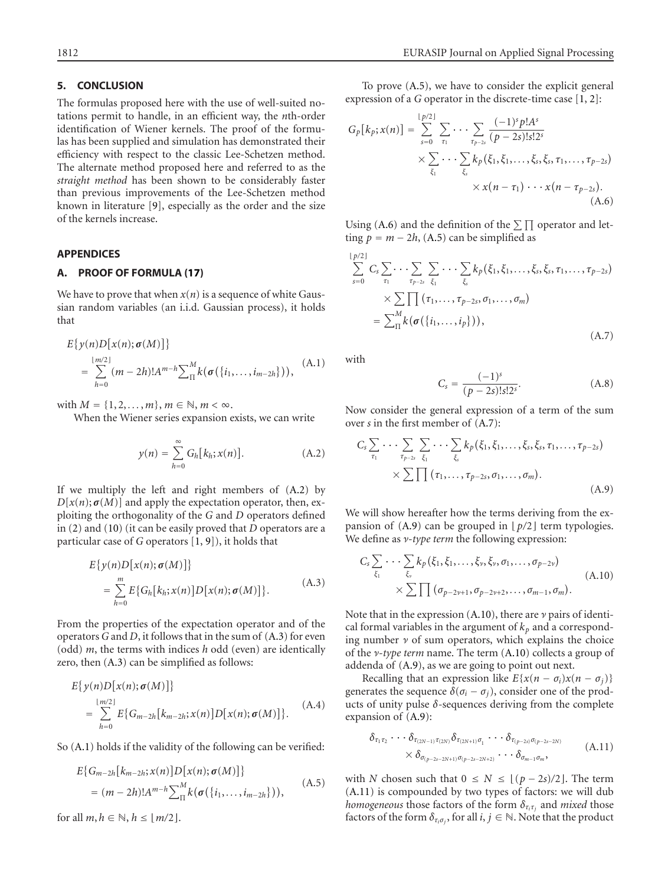## 5. CONCLUSION

The formulas proposed here with the use of well-suited notations permit to handle, in an efficient way, the *n*th-order identification of Wiener kernels. The proof of the formulas has been supplied and simulation has demonstrated their efficiency with respect to the classic Lee-Schetzen method. The alternate method proposed here and referred to as the *straight method* has been shown to be considerably faster than previous improvements of the Lee-Schetzen method known in literature [9], especially as the order and the size of the kernels increase.

## APPENDICES

### A. PROOF OF FORMULA (17)

We have to prove that when $x(n)$ is a sequence of white Gaussian random variables (an i.i.d. Gaussian process), it holds that

$$E\{y(n)D[x(n);\boldsymbol{\sigma}(M)]\} = \sum_{h=0}^{\lfloor m/2 \rfloor}(m-2h)!A^{m-h}\sum\nolimits_{\Pi}^{M} k(\boldsymbol{\sigma}(\{i_1,\dots,i_{m-2h}\})), \tag{A.1}$$

with $M = \{1,2,\dots,m\}$, $m \in \mathbb{N}$, $m < \infty$.

When the Wiener series expansion exists, we can write

$$y(n) = \sum_{h=0}^{\infty} G_h[k_h;x(n)]. \tag{A.2}$$

If we multiply the left and right members of (A.2) by $D[x(n);\boldsymbol{\sigma}(M)]$ and apply the expectation operator, then, exploiting the orthogonality of the $G$ and $D$ operators defined in (2) and (10) (it can be easily proved that $D$ operators are a particular case of $G$ operators [1, 9]), it holds that

$$E\{y(n)D[x(n);\boldsymbol{\sigma}(M)]\} = \sum_{h=0}^{m} E\{G_h[k_h;x(n)]D[x(n);\boldsymbol{\sigma}(M)]\}. \tag{A.3}$$

From the properties of the expectation operator and of the operators $G$ and $D$, it follows that in the sum of (A.3) for even (odd) $m$, the terms with indices $h$ odd (even) are identically zero, then (A.3) can be simplified as follows:

$$E\{y(n)D[x(n);\boldsymbol{\sigma}(M)]\} = \sum_{h=0}^{\lfloor m/2 \rfloor} E\{G_{m-2h}[k_{m-2h};x(n)]D[x(n);\boldsymbol{\sigma}(M)]\}. \tag{A.4}$$

So (A.1) holds if the validity of the following can be verified:

$$E\{G_{m-2h}[k_{m-2h};x(n)]D[x(n);\boldsymbol{\sigma}(M)]\} = (m-2h)!A^{m-h}\sum\nolimits_{\Pi}^{M} k(\boldsymbol{\sigma}(\{i_1,\dots,i_{m-2h}\})), \tag{A.5}$$

for all $m,h \in \mathbb{N}$, $h \le \lfloor m/2 \rfloor$.

To prove (A.5), we have to consider the explicit general expression of a $G$ operator in the discrete-time case [1, 2]:

$$\begin{aligned} G_p[k_p;x(n)] = \sum_{s=0}^{\lfloor p/2 \rfloor}\sum_{\tau_1}\cdots\sum_{\tau_{p-2s}} \frac{(-1)^s p! A^s}{(p-2s)!s!2^s} &\times \sum_{\xi_1}\cdots\sum_{\xi_s} k_p(\xi_1,\xi_1,\dots,\xi_s,\xi_s,\tau_1,\dots,\tau_{p-2s}) \\ &\times x(n-\tau_1)\cdots x(n-\tau_{p-2s}). \end{aligned} \tag{A.6}$$

Using (A.6) and the definition of the $\sum\prod$ operator and letting $p = m-2h$, (A.5) can be simplified as

$$\begin{aligned} \sum_{s=0}^{\lfloor p/2 \rfloor} C_s \sum_{\tau_1}\cdots\sum_{\tau_{p-2s}}\sum_{\xi_1}\cdots\sum_{\xi_s} k_p(\xi_1,\xi_1,\dots,\xi_s,\xi_s,\tau_1,\dots,\tau_{p-2s}) \\ \times \sum\prod(\tau_1,\dots,\tau_{p-2s},\sigma_1,\dots,\sigma_m) \\ = \sum\nolimits_{\Pi}^{M} k(\boldsymbol{\sigma}(\{i_1,\dots,i_p\})), \end{aligned} \tag{A.7}$$

with

$$C_s = \frac{(-1)^s}{(p-2s)!s!2^s}. \tag{A.8}$$

Now consider the general expression of a term of the sum over $s$ in the first member of (A.7):

$$\begin{aligned} C_s \sum_{\tau_1}\cdots\sum_{\tau_{p-2s}}\sum_{\xi_1}\cdots\sum_{\xi_s} k_p(\xi_1,\xi_1,\dots,\xi_s,\xi_s,\tau_1,\dots,\tau_{p-2s}) \\ \times \sum\prod(\tau_1,\dots,\tau_{p-2s},\sigma_1,\dots,\sigma_m). \end{aligned} \tag{A.9}$$

We will show hereafter how the terms deriving from the expansion of (A.9) can be grouped in $\lfloor p/2 \rfloor$ term typologies. We define as *ν-type term* the following expression:

$$\begin{aligned} C_s \sum_{\xi_1}\cdots\sum_{\xi_\nu} k_p(\xi_1,\xi_1,\dots,\xi_\nu,\xi_\nu,\sigma_1,\dots,\sigma_{p-2\nu}) \\ \times \sum\prod(\sigma_{p-2\nu+1},\sigma_{p-2\nu+2},\dots,\sigma_{m-1},\sigma_m). \end{aligned} \tag{A.10}$$

Note that in the expression (A.10), there are $\nu$ pairs of identical formal variables in the argument of $k_p$ and a corresponding number $\nu$ of sum operators, which explains the choice of the *ν-type term* name. The term (A.10) collects a group of addenda of (A.9), as we are going to point out next.

Recalling that an expression like $E\{x(n-\sigma_i)x(n-\sigma_j)\}$ generates the sequence $\delta(\sigma_i - \sigma_j)$, consider one of the products of unity pulse $\delta$-sequences deriving from the complete expansion of (A.9):

$$\delta_{\tau_1\tau_2}\cdots\delta_{\tau_{(2N-1)}\tau_{(2N)}}\delta_{\tau_{(2N+1)}\sigma_1}\cdots\delta_{\tau_{(p-2s)}\sigma_{(p-2s-2N)}} \times \delta_{\sigma_{(p-2s-2N+1)}\sigma_{(p-2s-2N+2)}}\cdots\delta_{\sigma_{m-1}\sigma_m}, \tag{A.11}$$

with $N$ chosen such that $0 \le N \le \lfloor (p-2s)/2 \rfloor$. The term (A.11) is compounded by two types of factors: we will dub *homogeneous* those factors of the form $\delta_{\tau_i\tau_j}$ and *mixed* those factors of the form $\delta_{\tau_i\sigma_j}$, for all $i,j \in \mathbb{N}$. Note that the product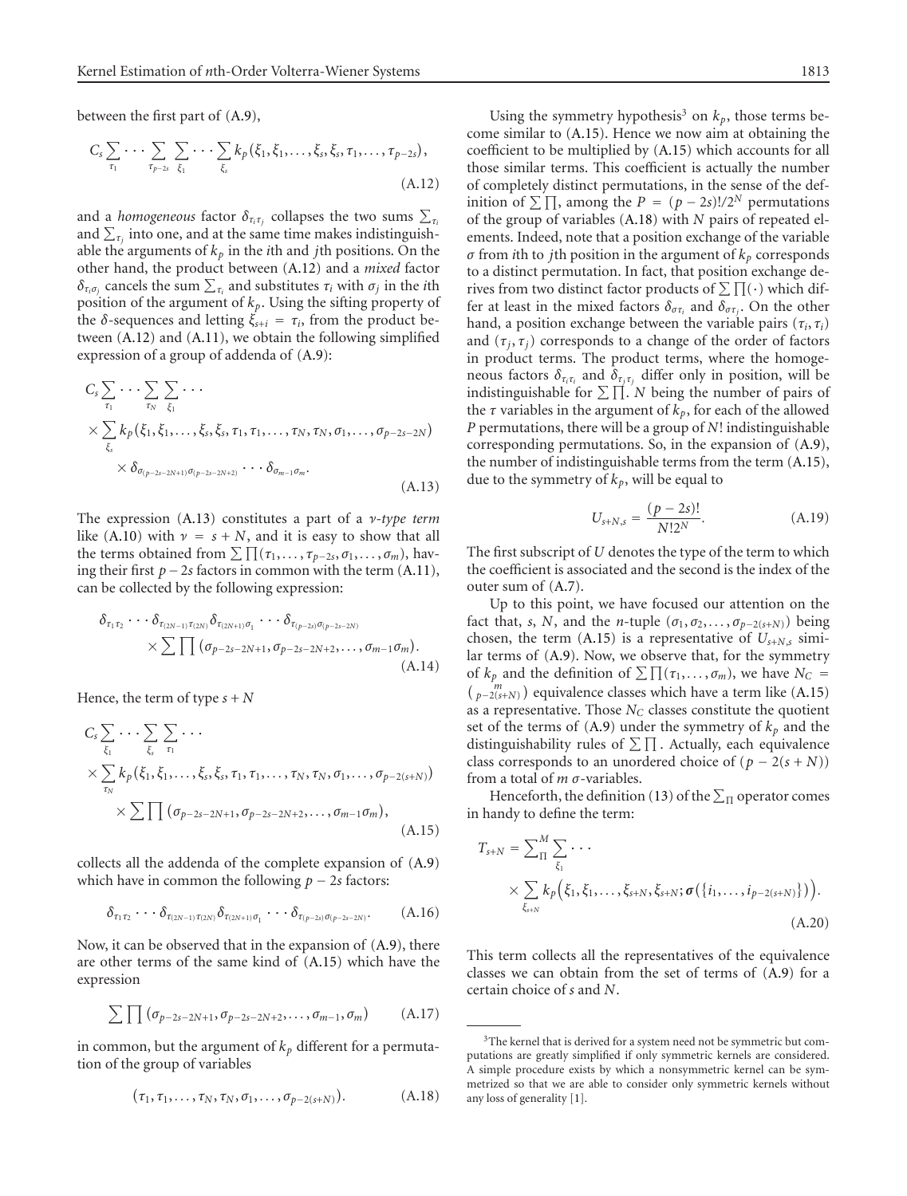between the first part of (A.9),

$$C_s \sum_{\tau_1} \cdots \sum_{\tau_{p-2s}} \sum_{\xi_1} \cdots \sum_{\xi_s} k_p(\xi_1, \xi_1, \ldots, \xi_s, \xi_s, \tau_1, \ldots, \tau_{p-2s}), \tag{A.12}$$

and a *homogeneous* factor $\delta_{\tau_i \tau_j}$ collapses the two sums $\sum_{\tau_i}$ and $\sum_{\tau_j}$ into one, and at the same time makes indistinguishable the arguments of $k_p$ in the $i$th and $j$th positions. On the other hand, the product between (A.12) and a *mixed* factor $\delta_{\tau_i \sigma_j}$ cancels the sum $\sum_{\tau_i}$ and substitutes $\tau_i$ with $\sigma_j$ in the $i$th position of the argument of $k_p$. Using the sifting property of the $\delta$-sequences and letting $\xi_{s+i} = \tau_i$, from the product between (A.12) and (A.11), we obtain the following simplified expression of a group of addenda of (A.9):

$$\begin{aligned} C_s \sum_{\tau_1} \cdots \sum_{\tau_N} \sum_{\xi_1} \cdots \\ \times \sum_{\xi_s} k_p(\xi_1, \xi_1, \ldots, \xi_s, \xi_s, \tau_1, \tau_1, \ldots, \tau_N, \tau_N, \sigma_1, \ldots, \sigma_{p-2s-2N}) \\ \times \delta_{\sigma_{(p-2s-2N+1)} \sigma_{(p-2s-2N+2)}} \cdots \delta_{\sigma_{m-1} \sigma_m}. \end{aligned} \tag{A.13}$$

The expression (A.13) constitutes a part of a *ν-type term* like (A.10) with $\nu = s + N$, and it is easy to show that all the terms obtained from $\sum \prod(\tau_1, \ldots, \tau_{p-2s}, \sigma_1, \ldots, \sigma_m)$, having their first $p - 2s$ factors in common with the term (A.11), can be collected by the following expression:

$$\begin{aligned} \delta_{\tau_1 \tau_2} \cdots \delta_{\tau_{(2N-1)} \tau_{(2N)}} \delta_{\tau_{(2N+1)} \sigma_1} \cdots \delta_{\tau_{(p-2s)} \sigma_{(p-2s-2N)}} \\ \times \sum \prod (\sigma_{p-2s-2N+1}, \sigma_{p-2s-2N+2}, \ldots, \sigma_{m-1} \sigma_m). \end{aligned} \tag{A.14}$$

Hence, the term of type $s + N$

$$\begin{aligned} C_s \sum_{\xi_1} \cdots \sum_{\xi_s} \sum_{\tau_1} \cdots \\ \times \sum_{\tau_N} k_p(\xi_1, \xi_1, \ldots, \xi_s, \xi_s, \tau_1, \tau_1, \ldots, \tau_N, \tau_N, \sigma_1, \ldots, \sigma_{p-2(s+N)}) \\ \times \sum \prod (\sigma_{p-2s-2N+1}, \sigma_{p-2s-2N+2}, \ldots, \sigma_{m-1} \sigma_m), \end{aligned} \tag{A.15}$$

collects all the addenda of the complete expansion of (A.9) which have in common the following $p - 2s$ factors:

$$\delta_{\tau_1 \tau_2} \cdots \delta_{\tau_{(2N-1)} \tau_{(2N)}} \delta_{\tau_{(2N+1)} \sigma_1} \cdots \delta_{\tau_{(p-2s)} \sigma_{(p-2s-2N)}}. \tag{A.16}$$

Now, it can be observed that in the expansion of (A.9), there are other terms of the same kind of (A.15) which have the expression

$$\sum \prod (\sigma_{p-2s-2N+1}, \sigma_{p-2s-2N+2}, \ldots, \sigma_{m-1}, \sigma_m) \tag{A.17}$$

in common, but the argument of $k_p$ different for a permutation of the group of variables

$$(\tau_1, \tau_1, \ldots, \tau_N, \tau_N, \sigma_1, \ldots, \sigma_{p-2(s+N)}). \tag{A.18}$$

Using the symmetry hypothesis[3] on $k_p$, those terms become similar to (A.15). Hence we now aim at obtaining the coefficient to be multiplied by (A.15) which accounts for all those similar terms. This coefficient is actually the number of completely distinct permutations, in the sense of the definition of $\sum \prod$, among the $P = (p - 2s)!/2^N$ permutations of the group of variables (A.18) with $N$ pairs of repeated elements. Indeed, note that a position exchange of the variable $\sigma$ from $i$th to $j$th position in the argument of $k_p$ corresponds to a distinct permutation. In fact, that position exchange derives from two distinct factor products of $\sum \prod(\cdot)$ which differ at least in the mixed factors $\delta_{\sigma \tau_i}$ and $\delta_{\sigma \tau_j}$. On the other hand, a position exchange between the variable pairs $(\tau_i, \tau_i)$ and $(\tau_j, \tau_j)$ corresponds to a change of the order of factors in product terms. The product terms, where the homogeneous factors $\delta_{\tau_i \tau_i}$ and $\delta_{\tau_j \tau_j}$ differ only in position, will be indistinguishable for $\sum \prod$. $N$ being the number of pairs of the $\tau$ variables in the argument of $k_p$, for each of the allowed $P$ permutations, there will be a group of $N!$ indistinguishable corresponding permutations. So, in the expansion of (A.9), the number of indistinguishable terms from the term (A.15), due to the symmetry of $k_p$, will be equal to

$$U_{s+N,s} = \frac{(p - 2s)!}{N! 2^N}. \tag{A.19}$$

The first subscript of $U$ denotes the type of the term to which the coefficient is associated and the second is the index of the outer sum of (A.7).

Up to this point, we have focused our attention on the fact that, $s$, $N$, and the $n$-tuple $(\sigma_1, \sigma_2, \ldots, \sigma_{p-2(s+N)})$ being chosen, the term (A.15) is a representative of $U_{s+N,s}$ similar terms of (A.9). Now, we observe that, for the symmetry of $k_p$ and the definition of $\sum \prod(\tau_1, \ldots, \sigma_m)$, we have $N_C = \binom{m}{p-2(s+N)}$ equivalence classes which have a term like (A.15) as a representative. Those $N_C$ classes constitute the quotient set of the terms of (A.9) under the symmetry of $k_p$ and the distinguishability rules of $\sum \prod$. Actually, each equivalence class corresponds to an unordered choice of $(p - 2(s + N))$ from a total of $m$ $\sigma$-variables.

Henceforth, the definition (13) of the $\sum_\Pi$ operator comes in handy to define the term:

$$\begin{aligned} T_{s+N} = \sum\nolimits_{\Pi}^{M} \sum_{\xi_1} \cdots \\ \times \sum_{\xi_{s+N}} k_p\big(\xi_1, \xi_1, \ldots, \xi_{s+N}, \xi_{s+N}; \boldsymbol{\sigma}(\{i_1, \ldots, i_{p-2(s+N)}\})\big). \end{aligned} \tag{A.20}$$

This term collects all the representatives of the equivalence classes we can obtain from the set of terms of (A.9) for a certain choice of $s$ and $N$.

---

[3] The kernel that is derived for a system need not be symmetric but computations are greatly simplified if only symmetric kernels are considered. A simple procedure exists by which a nonsymmetric kernel can be symmetrized so that we are able to consider only symmetric kernels without any loss of generality [1].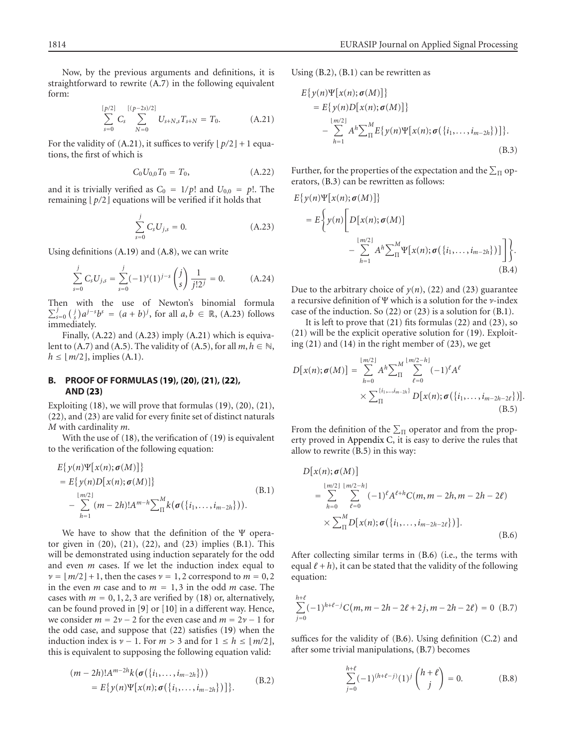Now, by the previous arguments and definitions, it is straightforward to rewrite (A.7) in the following equivalent form:

$$\sum_{s=0}^{\lfloor p/2 \rfloor} C_s \sum_{N=0}^{\lfloor (p-2s)/2 \rfloor} U_{s+N,s} T_{s+N} = T_0. \tag{A.21}$$

For the validity of (A.21), it suffices to verify $\lfloor p/2 \rfloor + 1$ equations, the first of which is

$$C_0 U_{0,0} T_0 = T_0, \tag{A.22}$$

and it is trivially verified as $C_0 = 1/p!$ and $U_{0,0} = p!$. The remaining $\lfloor p/2 \rfloor$ equations will be verified if it holds that

$$\sum_{s=0}^{j} C_s U_{j,s} = 0. \tag{A.23}$$

Using definitions (A.19) and (A.8), we can write

$$\sum_{s=0}^{j} C_s U_{j,s} = \sum_{s=0}^{j} (-1)^s (1)^{j-s} \binom{j}{s} \frac{1}{j! 2^j} = 0. \tag{A.24}$$

Then with the use of Newton's binomial formula $\sum_{s=0}^{j} \binom{j}{s} a^{j-s} b^s = (a+b)^j$, for all $a, b \in \mathbb{R}$, (A.23) follows immediately.

Finally, (A.22) and (A.23) imply (A.21) which is equivalent to (A.7) and (A.5). The validity of (A.5), for all $m, h \in \mathbb{N}$, $h \leq \lfloor m/2 \rfloor$, implies (A.1).

## B. PROOF OF FORMULAS (19), (20), (21), (22), AND (23)

Exploiting (18), we will prove that formulas (19), (20), (21), (22), and (23) are valid for every finite set of distinct naturals $M$ with cardinality $m$.

With the use of (18), the verification of (19) is equivalent to the verification of the following equation:

$$\begin{aligned} E\{y(n)\Psi[x(n);\boldsymbol{\sigma}(M)]\} &= E\{y(n)D[x(n);\boldsymbol{\sigma}(M)]\} \\ &\quad - \sum_{h=1}^{\lfloor m/2 \rfloor} (m-2h)! A^{m-h} \sum\nolimits_{\Pi}^{M} k(\boldsymbol{\sigma}(\{i_1,\ldots,i_{m-2h}\})). \end{aligned} \tag{B.1}$$

We have to show that the definition of the $\Psi$ operator given in (20), (21), (22), and (23) implies (B.1). This will be demonstrated using induction separately for the odd and even $m$ cases. If we let the induction index equal to $\nu = \lfloor m/2 \rfloor + 1$, then the cases $\nu = 1, 2$ correspond to $m = 0, 2$ in the even $m$ case and to $m = 1, 3$ in the odd $m$ case. The cases with $m = 0, 1, 2, 3$ are verified by (18) or, alternatively, can be found proved in [9] or [10] in a different way. Hence, we consider $m = 2\nu - 2$ for the even case and $m = 2\nu - 1$ for the odd case, and suppose that (22) satisfies (19) when the induction index is $\nu - 1$. For $m > 3$ and for $1 \leq h \leq \lfloor m/2 \rfloor$, this is equivalent to supposing the following equation valid:

$$\begin{aligned} (m-2h)! A^{m-2h} k(\boldsymbol{\sigma}(\{i_1,\ldots,i_{m-2h}\})) \\ = E\{y(n)\Psi[x(n);\boldsymbol{\sigma}(\{i_1,\ldots,i_{m-2h}\})]\}. \end{aligned} \tag{B.2}$$

Using (B.2), (B.1) can be rewritten as

$$\begin{aligned} E\{y(n)\Psi[x(n);\boldsymbol{\sigma}(M)]\} &= E\{y(n)D[x(n);\boldsymbol{\sigma}(M)]\} \\ &\quad - \sum_{h=1}^{\lfloor m/2 \rfloor} A^h \sum\nolimits_{\Pi}^{M} E\{y(n)\Psi[x(n);\boldsymbol{\sigma}(\{i_1,\ldots,i_{m-2h}\})]\}. \end{aligned} \tag{B.3}$$

Further, for the properties of the expectation and the $\sum_\Pi$ operators, (B.3) can be rewritten as follows:

$$\begin{aligned} E\{y(n)\Psi[x(n);\boldsymbol{\sigma}(M)]\} &= E\Bigg\{y(n)\Bigg[D[x(n);\boldsymbol{\sigma}(M)] \\ &\quad - \sum_{h=1}^{\lfloor m/2 \rfloor} A^h \sum\nolimits_{\Pi}^{M} \Psi[x(n);\boldsymbol{\sigma}(\{i_1,\ldots,i_{m-2h}\})]\Bigg]\Bigg\}. \end{aligned} \tag{B.4}$$

Due to the arbitrary choice of $y(n)$, (22) and (23) guarantee a recursive definition of $\Psi$ which is a solution for the $\nu$-index case of the induction. So (22) or (23) is a solution for (B.1).

It is left to prove that (21) fits formulas (22) and (23), so (21) will be the explicit operative solution for (19). Exploiting (21) and (14) in the right member of (23), we get

$$\begin{aligned} D[x(n);\boldsymbol{\sigma}(M)] &= \sum_{h=0}^{\lfloor m/2 \rfloor} A^h \sum\nolimits_{\Pi}^{M} \sum_{\ell=0}^{\lfloor m/2-h \rfloor} (-1)^\ell A^\ell \\ &\quad \times \sum\nolimits_{\Pi}^{\{i_1,\ldots,i_{m-2h}\}} D[x(n);\boldsymbol{\sigma}(\{i_1,\ldots,i_{m-2h-2\ell}\})]. \end{aligned} \tag{B.5}$$

From the definition of the $\sum_\Pi$ operator and from the property proved in Appendix C, it is easy to derive the rules that allow to rewrite (B.5) in this way:

$$\begin{aligned} D[x(n);\boldsymbol{\sigma}(M)] &= \sum_{h=0}^{\lfloor m/2 \rfloor} \sum_{\ell=0}^{\lfloor m/2-h \rfloor} (-1)^\ell A^{\ell+h} C(m, m-2h, m-2h-2\ell) \\ &\quad \times \sum\nolimits_{\Pi}^{M} D[x(n);\boldsymbol{\sigma}(\{i_1,\ldots,i_{m-2h-2\ell}\})]. \end{aligned} \tag{B.6}$$

After collecting similar terms in (B.6) (i.e., the terms with equal $\ell + h$), it can be stated that the validity of the following equation:

$$\sum_{j=0}^{h+\ell} (-1)^{h+\ell-j} C(m, m-2h-2\ell+2j, m-2h-2\ell) = 0 \tag{B.7}$$

suffices for the validity of (B.6). Using definition (C.2) and after some trivial manipulations, (B.7) becomes

$$\sum_{j=0}^{h+\ell} (-1)^{(h+\ell-j)} (1)^j \binom{h+\ell}{j} = 0. \tag{B.8}$$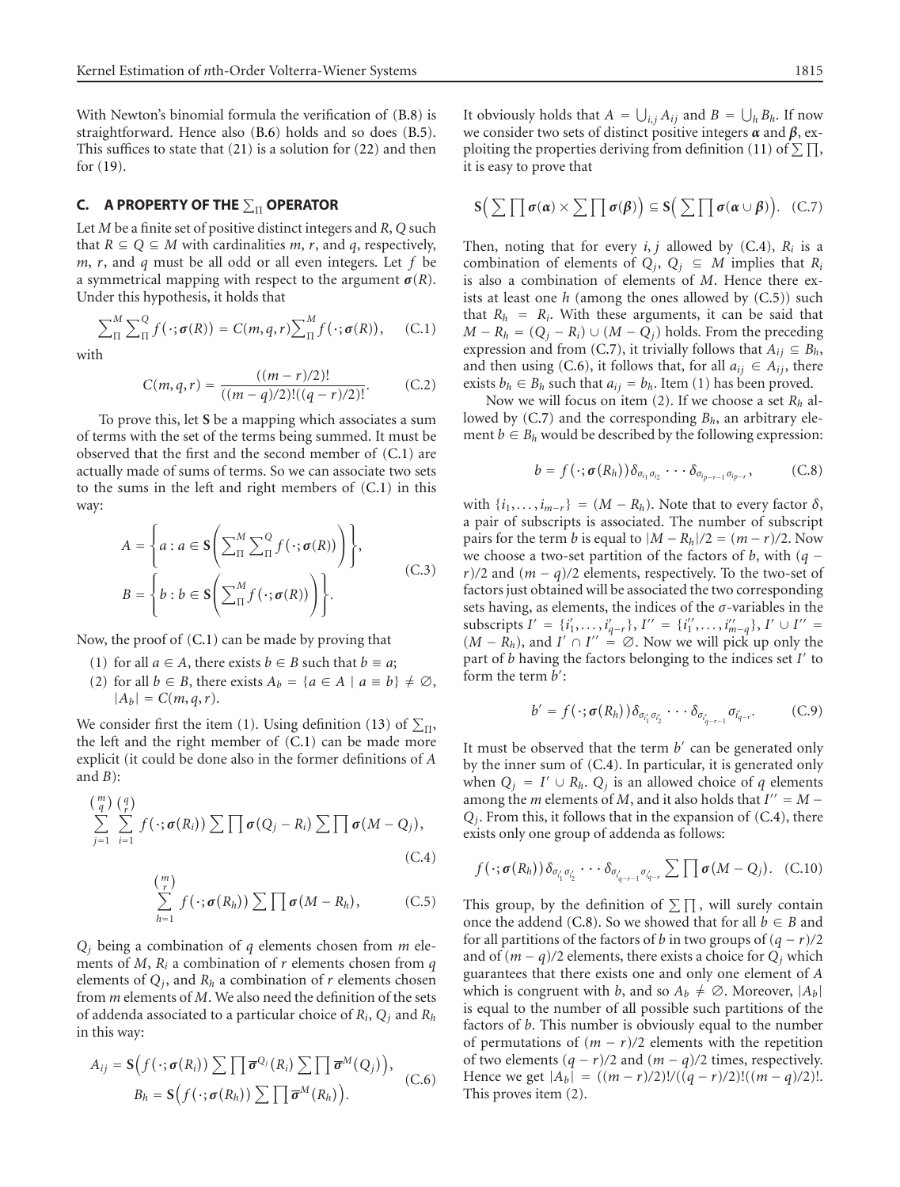With Newton's binomial formula the verification of (B.8) is straightforward. Hence also (B.6) holds and so does (B.5). This suffices to state that (21) is a solution for (22) and then for (19).

## C. A PROPERTY OF THE $\sum_\Pi$ OPERATOR

Let $M$ be a finite set of positive distinct integers and $R$, $Q$ such that $R \subseteq Q \subseteq M$ with cardinalities $m$, $r$, and $q$, respectively, $m$, $r$, and $q$ must be all odd or all even integers. Let $f$ be a symmetrical mapping with respect to the argument $\boldsymbol{\sigma}(R)$. Under this hypothesis, it holds that

$$\sum\nolimits_\Pi^M \sum\nolimits_\Pi^Q f(\cdot;\boldsymbol{\sigma}(R)) = C(m,q,r) \sum\nolimits_\Pi^M f(\cdot;\boldsymbol{\sigma}(R)), \quad \text{(C.1)}$$

with

$$C(m,q,r) = \frac{((m-r)/2)!}{((m-q)/2)!((q-r)/2)!}. \quad \text{(C.2)}$$

To prove this, let $\mathbf{S}$ be a mapping which associates a sum of terms with the set of the terms being summed. It must be observed that the first and the second member of (C.1) are actually made of sums of terms. So we can associate two sets to the sums in the left and right members of (C.1) in this way:

$$A = \left\{ a : a \in \mathbf{S}\left( \sum\nolimits_\Pi^M \sum\nolimits_\Pi^Q f(\cdot;\boldsymbol{\sigma}(R)) \right) \right\},$$
$$B = \left\{ b : b \in \mathbf{S}\left( \sum\nolimits_\Pi^M f(\cdot;\boldsymbol{\sigma}(R)) \right) \right\}. \quad \text{(C.3)}$$

Now, the proof of (C.1) can be made by proving that

1. for all $a \in A$, there exists $b \in B$ such that $b \equiv a$;
2. for all $b \in B$, there exists $A_b = \{a \in A \mid a \equiv b\} \neq \emptyset$, $|A_b| = C(m,q,r)$.

We consider first the item (1). Using definition (13) of $\sum_\Pi$, the left and the right member of (C.1) can be made more explicit (it could be done also in the former definitions of $A$ and $B$):

$$\sum_{j=1}^{\binom{m}{q}} \sum_{i=1}^{\binom{q}{r}} f(\cdot;\boldsymbol{\sigma}(R_i)) \sum\prod \boldsymbol{\sigma}(Q_j - R_i) \sum\prod \boldsymbol{\sigma}(M - Q_j), \quad \text{(C.4)}$$

$$\sum_{h=1}^{\binom{m}{r}} f(\cdot;\boldsymbol{\sigma}(R_h)) \sum\prod \boldsymbol{\sigma}(M - R_h), \quad \text{(C.5)}$$

$Q_j$ being a combination of $q$ elements chosen from $m$ elements of $M$, $R_i$ a combination of $r$ elements chosen from $q$ elements of $Q_j$, and $R_h$ a combination of $r$ elements chosen from $m$ elements of $M$. We also need the definition of the sets of addenda associated to a particular choice of $R_i$, $Q_j$ and $R_h$ in this way:

$$A_{ij} = \mathbf{S}\Big( f(\cdot;\boldsymbol{\sigma}(R_i)) \sum\prod \overline{\boldsymbol{\sigma}}^{Q_j}(R_i) \sum\prod \overline{\boldsymbol{\sigma}}^{M}(Q_j) \Big),$$
$$B_h = \mathbf{S}\Big( f(\cdot;\boldsymbol{\sigma}(R_h)) \sum\prod \overline{\boldsymbol{\sigma}}^{M}(R_h) \Big). \quad \text{(C.6)}$$

It obviously holds that $A = \bigcup_{i,j} A_{ij}$ and $B = \bigcup_h B_h$. If now we consider two sets of distinct positive integers $\boldsymbol{\alpha}$ and $\boldsymbol{\beta}$, exploiting the properties deriving from definition (11) of $\sum\prod$, it is easy to prove that

$$\mathbf{S}\Big( \sum\prod \boldsymbol{\sigma}(\boldsymbol{\alpha}) \times \sum\prod \boldsymbol{\sigma}(\boldsymbol{\beta}) \Big) \subseteq \mathbf{S}\Big( \sum\prod \boldsymbol{\sigma}(\boldsymbol{\alpha} \cup \boldsymbol{\beta}) \Big). \quad \text{(C.7)}$$

Then, noting that for every $i, j$ allowed by (C.4), $R_i$ is a combination of elements of $Q_j$, $Q_j \subseteq M$ implies that $R_i$ is also a combination of elements of $M$. Hence there exists at least one $h$ (among the ones allowed by (C.5)) such that $R_h = R_i$. With these arguments, it can be said that $M - R_h = (Q_j - R_i) \cup (M - Q_j)$ holds. From the preceding expression and from (C.7), it trivially follows that $A_{ij} \subseteq B_h$, and then using (C.6), it follows that, for all $a_{ij} \in A_{ij}$, there exists $b_h \in B_h$ such that $a_{ij} \equiv b_h$. Item (1) has been proved.

Now we will focus on item (2). If we choose a set $R_h$ allowed by (C.7) and the corresponding $B_h$, an arbitrary element $b \in B_h$ would be described by the following expression:

$$b = f(\cdot;\boldsymbol{\sigma}(R_h)) \delta_{\sigma_{i_1}\sigma_{i_2}} \cdots \delta_{\sigma_{i_{p-r-1}}\sigma_{i_{p-r}}}, \quad \text{(C.8)}$$

with $\{i_1, \ldots, i_{m-r}\} = (M - R_h)$. Note that to every factor $\delta$, a pair of subscripts is associated. The number of subscript pairs for the term $b$ is equal to $|M - R_h|/2 = (m-r)/2$. Now we choose a two-set partition of the factors of $b$, with $(q-r)/2$ and $(m-q)/2$ elements, respectively. To the two-set of factors just obtained will be associated the two corresponding sets having, as elements, the indices of the $\sigma$-variables in the subscripts $I' = \{i'_1, \ldots, i'_{q-r}\}$, $I'' = \{i''_1, \ldots, i''_{m-q}\}$, $I' \cup I'' = (M - R_h)$, and $I' \cap I'' = \emptyset$. Now we will pick up only the part of $b$ having the factors belonging to the indices set $I'$ to form the term $b'$:

$$b' = f(\cdot;\boldsymbol{\sigma}(R_h)) \delta_{\sigma_{i'_1}\sigma_{i'_2}} \cdots \delta_{\sigma_{i'_{q-r-1}}\sigma_{i'_{q-r}}}. \quad \text{(C.9)}$$

It must be observed that the term $b'$ can be generated only by the inner sum of (C.4). In particular, it is generated only when $Q_j = I' \cup R_h$. $Q_j$ is an allowed choice of $q$ elements among the $m$ elements of $M$, and it also holds that $I'' = M - Q_j$. From this, it follows that in the expansion of (C.4), there exists only one group of addenda as follows:

$$f(\cdot;\boldsymbol{\sigma}(R_h)) \delta_{\sigma_{i'_1}\sigma_{i'_2}} \cdots \delta_{\sigma_{i'_{q-r-1}}\sigma_{i'_{q-r}}} \sum\prod \boldsymbol{\sigma}(M - Q_j). \quad \text{(C.10)}$$

This group, by the definition of $\sum\prod$, will surely contain once the addend (C.8). So we showed that for all $b \in B$ and for all partitions of the factors of $b$ in two groups of $(q-r)/2$ and of $(m-q)/2$ elements, there exists a choice for $Q_j$ which guarantees that there exists one and only one element of $A$ which is congruent with $b$, and so $A_b \neq \emptyset$. Moreover, $|A_b|$ is equal to the number of all possible such partitions of the factors of $b$. This number is obviously equal to the number of permutations of $(m-r)/2$ elements with the repetition of two elements $(q-r)/2$ and $(m-q)/2$ times, respectively. Hence we get $|A_b| = ((m-r)/2)!/((q-r)/2)!((m-q)/2)!$. This proves item (2).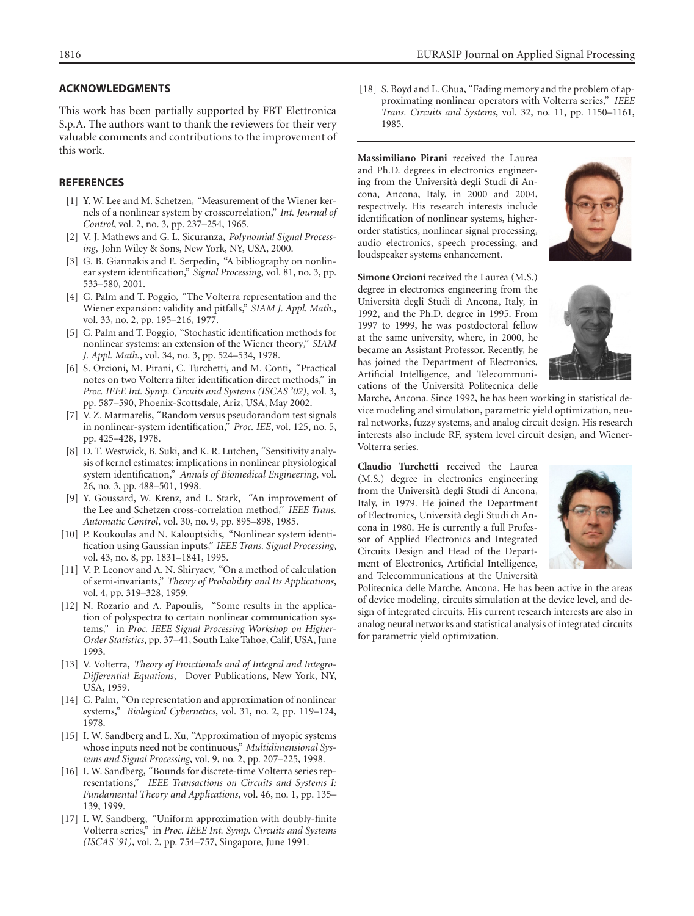## ACKNOWLEDGMENTS

This work has been partially supported by FBT Elettronica S.p.A. The authors want to thank the reviewers for their very valuable comments and contributions to the improvement of this work.

## REFERENCES

[1] Y. W. Lee and M. Schetzen, "Measurement of the Wiener kernels of a nonlinear system by crosscorrelation," *Int. Journal of Control*, vol. 2, no. 3, pp. 237–254, 1965.

[2] V. J. Mathews and G. L. Sicuranza, *Polynomial Signal Processing*, John Wiley & Sons, New York, NY, USA, 2000.

[3] G. B. Giannakis and E. Serpedin, "A bibliography on nonlinear system identification," *Signal Processing*, vol. 81, no. 3, pp. 533–580, 2001.

[4] G. Palm and T. Poggio, "The Volterra representation and the Wiener expansion: validity and pitfalls," *SIAM J. Appl. Math.*, vol. 33, no. 2, pp. 195–216, 1977.

[5] G. Palm and T. Poggio, "Stochastic identification methods for nonlinear systems: an extension of the Wiener theory," *SIAM J. Appl. Math.*, vol. 34, no. 3, pp. 524–534, 1978.

[6] S. Orcioni, M. Pirani, C. Turchetti, and M. Conti, "Practical notes on two Volterra filter identification direct methods," in *Proc. IEEE Int. Symp. Circuits and Systems (ISCAS '02)*, vol. 3, pp. 587–590, Phoenix-Scottsdale, Ariz, USA, May 2002.

[7] V. Z. Marmarelis, "Random versus pseudorandom test signals in nonlinear-system identification," *Proc. IEE*, vol. 125, no. 5, pp. 425–428, 1978.

[8] D. T. Westwick, B. Suki, and K. R. Lutchen, "Sensitivity analysis of kernel estimates: implications in nonlinear physiological system identification," *Annals of Biomedical Engineering*, vol. 26, no. 3, pp. 488–501, 1998.

[9] Y. Goussard, W. Krenz, and L. Stark, "An improvement of the Lee and Schetzen cross-correlation method," *IEEE Trans. Automatic Control*, vol. 30, no. 9, pp. 895–898, 1985.

[10] P. Koukoulas and N. Kalouptsidis, "Nonlinear system identification using Gaussian inputs," *IEEE Trans. Signal Processing*, vol. 43, no. 8, pp. 1831–1841, 1995.

[11] V. P. Leonov and A. N. Shiryaev, "On a method of calculation of semi-invariants," *Theory of Probability and Its Applications*, vol. 4, pp. 319–328, 1959.

[12] N. Rozario and A. Papoulis, "Some results in the application of polyspectra to certain nonlinear communication systems," in *Proc. IEEE Signal Processing Workshop on Higher-Order Statistics*, pp. 37–41, South Lake Tahoe, Calif, USA, June 1993.

[13] V. Volterra, *Theory of Functionals and of Integral and Integro-Differential Equations*, Dover Publications, New York, NY, USA, 1959.

[14] G. Palm, "On representation and approximation of nonlinear systems," *Biological Cybernetics*, vol. 31, no. 2, pp. 119–124, 1978.

[15] I. W. Sandberg and L. Xu, "Approximation of myopic systems whose inputs need not be continuous," *Multidimensional Systems and Signal Processing*, vol. 9, no. 2, pp. 207–225, 1998.

[16] I. W. Sandberg, "Bounds for discrete-time Volterra series representations," *IEEE Transactions on Circuits and Systems I: Fundamental Theory and Applications*, vol. 46, no. 1, pp. 135–139, 1999.

[17] I. W. Sandberg, "Uniform approximation with doubly-finite Volterra series," in *Proc. IEEE Int. Symp. Circuits and Systems (ISCAS '91)*, vol. 2, pp. 754–757, Singapore, June 1991.

[18] S. Boyd and L. Chua, "Fading memory and the problem of approximating nonlinear operators with Volterra series," *IEEE Trans. Circuits and Systems*, vol. 32, no. 11, pp. 1150–1161, 1985.

**Massimiliano Pirani** received the Laurea and Ph.D. degrees in electronics engineering from the Università degli Studi di Ancona, Ancona, Italy, in 2000 and 2004, respectively. His research interests include identification of nonlinear systems, higher-order statistics, nonlinear signal processing, audio electronics, speech processing, and loudspeaker systems enhancement.

**Simone Orcioni** received the Laurea (M.S.) degree in electronics engineering from the Università degli Studi di Ancona, Italy, in 1992, and the Ph.D. degree in 1995. From 1997 to 1999, he was postdoctoral fellow at the same university, where, in 2000, he became an Assistant Professor. Recently, he has joined the Department of Electronics, Artificial Intelligence, and Telecommunications of the Università Politecnica delle Marche, Ancona. Since 1992, he has been working in statistical device modeling and simulation, parametric yield optimization, neural networks, fuzzy systems, and analog circuit design. His research interests also include RF, system level circuit design, and Wiener-Volterra series.

**Claudio Turchetti** received the Laurea (M.S.) degree in electronics engineering from the Università degli Studi di Ancona, Italy, in 1979. He joined the Department of Electronics, Università degli Studi di Ancona in 1980. He is currently a full Professor of Applied Electronics and Integrated Circuits Design and Head of the Department of Electronics, Artificial Intelligence, and Telecommunications at the Università Politecnica delle Marche, Ancona. He has been active in the areas of device modeling, circuits simulation at the device level, and design of integrated circuits. His current research interests are also in analog neural networks and statistical analysis of integrated circuits for parametric yield optimization.